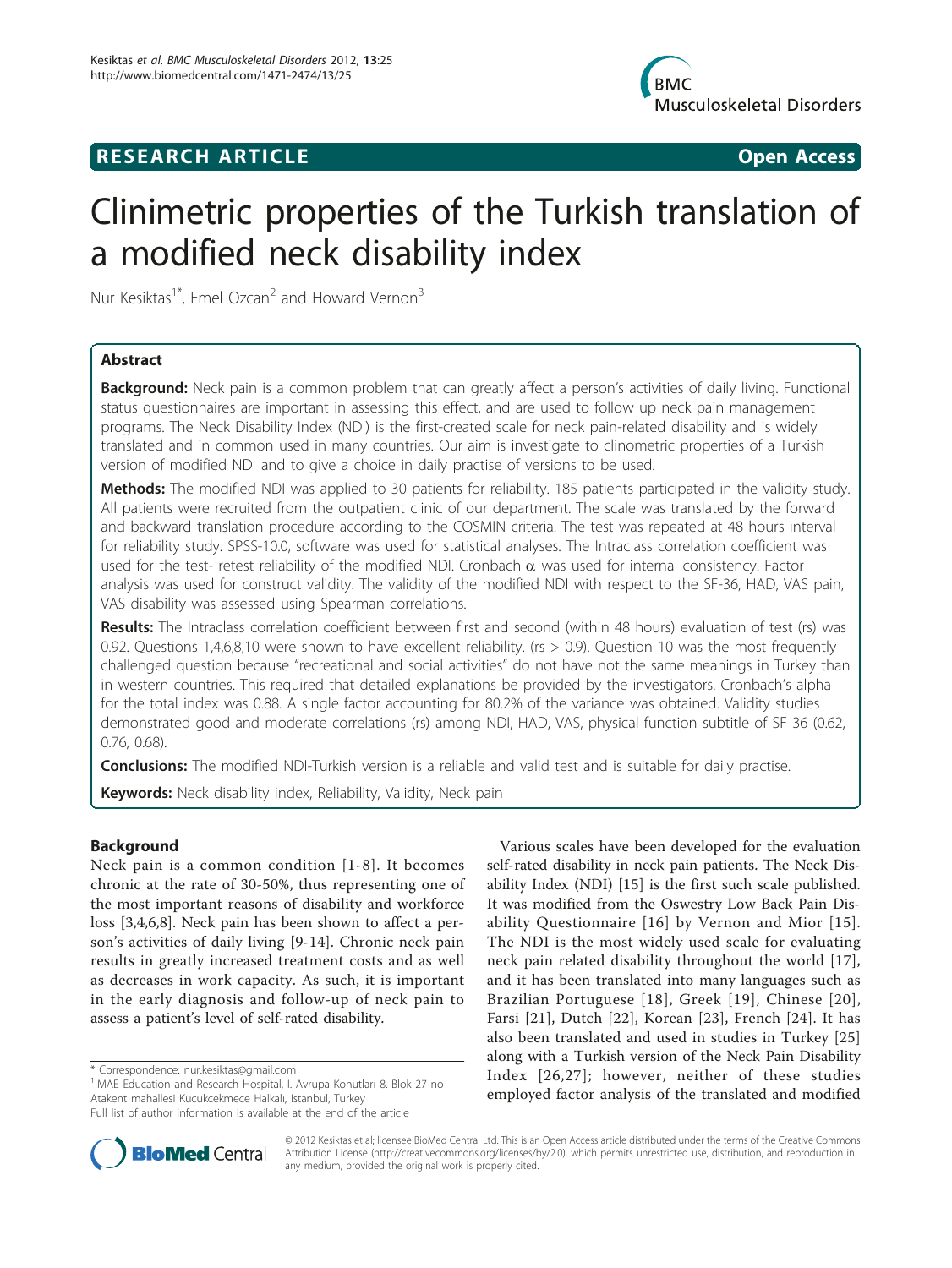**RESEARCH ARTICLE** **Open Access**

# Clinimetric properties of the Turkish translation of a modified neck disability index

Nur Kesiktas[1*], Emel Ozcan[2] and Howard Vernon[3]

## Abstract

**Background:** Neck pain is a common problem that can greatly affect a person's activities of daily living. Functional status questionnaires are important in assessing this effect, and are used to follow up neck pain management programs. The Neck Disability Index (NDI) is the first-created scale for neck pain-related disability and is widely translated and in common used in many countries. Our aim is investigate to clinometric properties of a Turkish version of modified NDI and to give a choice in daily practise of versions to be used.

**Methods:** The modified NDI was applied to 30 patients for reliability. 185 patients participated in the validity study. All patients were recruited from the outpatient clinic of our department. The scale was translated by the forward and backward translation procedure according to the COSMIN criteria. The test was repeated at 48 hours interval for reliability study. SPSS-10.0, software was used for statistical analyses. The Intraclass correlation coefficient was used for the test- retest reliability of the modified NDI. Cronbach α was used for internal consistency. Factor analysis was used for construct validity. The validity of the modified NDI with respect to the SF-36, HAD, VAS pain, VAS disability was assessed using Spearman correlations.

**Results:** The Intraclass correlation coefficient between first and second (within 48 hours) evaluation of test (rs) was 0.92. Questions 1,4,6,8,10 were shown to have excellent reliability. (rs > 0.9). Question 10 was the most frequently challenged question because "recreational and social activities" do not have not the same meanings in Turkey than in western countries. This required that detailed explanations be provided by the investigators. Cronbach's alpha for the total index was 0.88. A single factor accounting for 80.2% of the variance was obtained. Validity studies demonstrated good and moderate correlations (rs) among NDI, HAD, VAS, physical function subtitle of SF 36 (0.62, 0.76, 0.68).

**Conclusions:** The modified NDI-Turkish version is a reliable and valid test and is suitable for daily practise.

**Keywords:** Neck disability index, Reliability, Validity, Neck pain

## Background

Neck pain is a common condition [1-8]. It becomes chronic at the rate of 30-50%, thus representing one of the most important reasons of disability and workforce loss [3,4,6,8]. Neck pain has been shown to affect a person's activities of daily living [9-14]. Chronic neck pain results in greatly increased treatment costs and as well as decreases in work capacity. As such, it is important in the early diagnosis and follow-up of neck pain to assess a patient's level of self-rated disability.

Various scales have been developed for the evaluation self-rated disability in neck pain patients. The Neck Disability Index (NDI) [15] is the first such scale published. It was modified from the Oswestry Low Back Pain Disability Questionnaire [16] by Vernon and Mior [15]. The NDI is the most widely used scale for evaluating neck pain related disability throughout the world [17], and it has been translated into many languages such as Brazilian Portuguese [18], Greek [19], Chinese [20], Farsi [21], Dutch [22], Korean [23], French [24]. It has also been translated and used in studies in Turkey [25] along with a Turkish version of the Neck Pain Disability Index [26,27]; however, neither of these studies employed factor analysis of the translated and modified

\* Correspondence: nur.kesiktas@gmail.com
[1]IMAE Education and Research Hospital, I. Avrupa Konutları 8. Blok 27 no Atakent mahallesi Kucukcekmece Halkalı, Istanbul, Turkey
Full list of author information is available at the end of the article

© 2012 Kesiktas et al; licensee BioMed Central Ltd. This is an Open Access article distributed under the terms of the Creative Commons Attribution License (http://creativecommons.org/licenses/by/2.0), which permits unrestricted use, distribution, and reproduction in any medium, provided the original work is properly cited.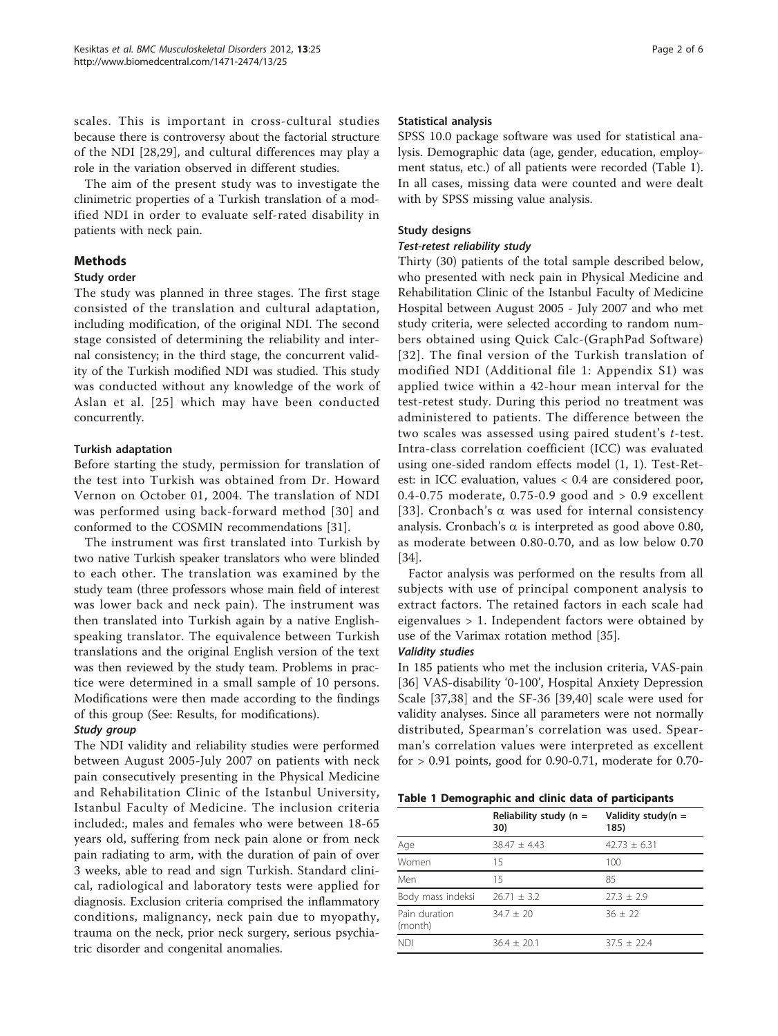scales. This is important in cross-cultural studies because there is controversy about the factorial structure of the NDI [28,29], and cultural differences may play a role in the variation observed in different studies.

The aim of the present study was to investigate the clinimetric properties of a Turkish translation of a modified NDI in order to evaluate self-rated disability in patients with neck pain.

## Methods

### Study order

The study was planned in three stages. The first stage consisted of the translation and cultural adaptation, including modification, of the original NDI. The second stage consisted of determining the reliability and internal consistency; in the third stage, the concurrent validity of the Turkish modified NDI was studied. This study was conducted without any knowledge of the work of Aslan et al. [25] which may have been conducted concurrently.

#### Turkish adaptation

Before starting the study, permission for translation of the test into Turkish was obtained from Dr. Howard Vernon on October 01, 2004. The translation of NDI was performed using back-forward method [30] and conformed to the COSMIN recommendations [31].

The instrument was first translated into Turkish by two native Turkish speaker translators who were blinded to each other. The translation was examined by the study team (three professors whose main field of interest was lower back and neck pain). The instrument was then translated into Turkish again by a native English-speaking translator. The equivalence between Turkish translations and the original English version of the text was then reviewed by the study team. Problems in practice were determined in a small sample of 10 persons. Modifications were then made according to the findings of this group (See: Results, for modifications).

#### *Study group*

The NDI validity and reliability studies were performed between August 2005-July 2007 on patients with neck pain consecutively presenting in the Physical Medicine and Rehabilitation Clinic of the Istanbul University, Istanbul Faculty of Medicine. The inclusion criteria included:, males and females who were between 18-65 years old, suffering from neck pain alone or from neck pain radiating to arm, with the duration of pain of over 3 weeks, able to read and sign Turkish. Standard clinical, radiological and laboratory tests were applied for diagnosis. Exclusion criteria comprised the inflammatory conditions, malignancy, neck pain due to myopathy, trauma on the neck, prior neck surgery, serious psychiatric disorder and congenital anomalies.

#### Statistical analysis

SPSS 10.0 package software was used for statistical analysis. Demographic data (age, gender, education, employment status, etc.) of all patients were recorded (Table 1). In all cases, missing data were counted and were dealt with by SPSS missing value analysis.

### Study designs

#### *Test-retest reliability study*

Thirty (30) patients of the total sample described below, who presented with neck pain in Physical Medicine and Rehabilitation Clinic of the Istanbul Faculty of Medicine Hospital between August 2005 - July 2007 and who met study criteria, were selected according to random numbers obtained using Quick Calc-(GraphPad Software) [32]. The final version of the Turkish translation of modified NDI (Additional file 1: Appendix S1) was applied twice within a 42-hour mean interval for the test-retest study. During this period no treatment was administered to patients. The difference between the two scales was assessed using paired student's *t*-test. Intra-class correlation coefficient (ICC) was evaluated using one-sided random effects model (1, 1). Test-Retest: in ICC evaluation, values < 0.4 are considered poor, 0.4-0.75 moderate, 0.75-0.9 good and > 0.9 excellent [33]. Cronbach's $\alpha$ was used for internal consistency analysis. Cronbach's $\alpha$ is interpreted as good above 0.80, as moderate between 0.80-0.70, and as low below 0.70 [34].

Factor analysis was performed on the results from all subjects with use of principal component analysis to extract factors. The retained factors in each scale had eigenvalues > 1. Independent factors were obtained by use of the Varimax rotation method [35].

#### *Validity studies*

In 185 patients who met the inclusion criteria, VAS-pain [36] VAS-disability '0-100', Hospital Anxiety Depression Scale [37,38] and the SF-36 [39,40] scale were used for validity analyses. Since all parameters were not normally distributed, Spearman's correlation was used. Spearman's correlation values were interpreted as excellent for > 0.91 points, good for 0.90-0.71, moderate for 0.70-

**Table 1 Demographic and clinic data of participants**

| | Reliability study (n = 30) | Validity study(n = 185) |
|---|---|---|
| Age | 38.47 ± 4.43 | 42.73 ± 6.31 |
| Women | 15 | 100 |
| Men | 15 | 85 |
| Body mass indeksi | 26.71 ± 3.2 | 27.3 ± 2.9 |
| Pain duration (month) | 34.7 ± 20 | 36 ± 22 |
| NDI | 36.4 ± 20.1 | 37.5 ± 22.4 |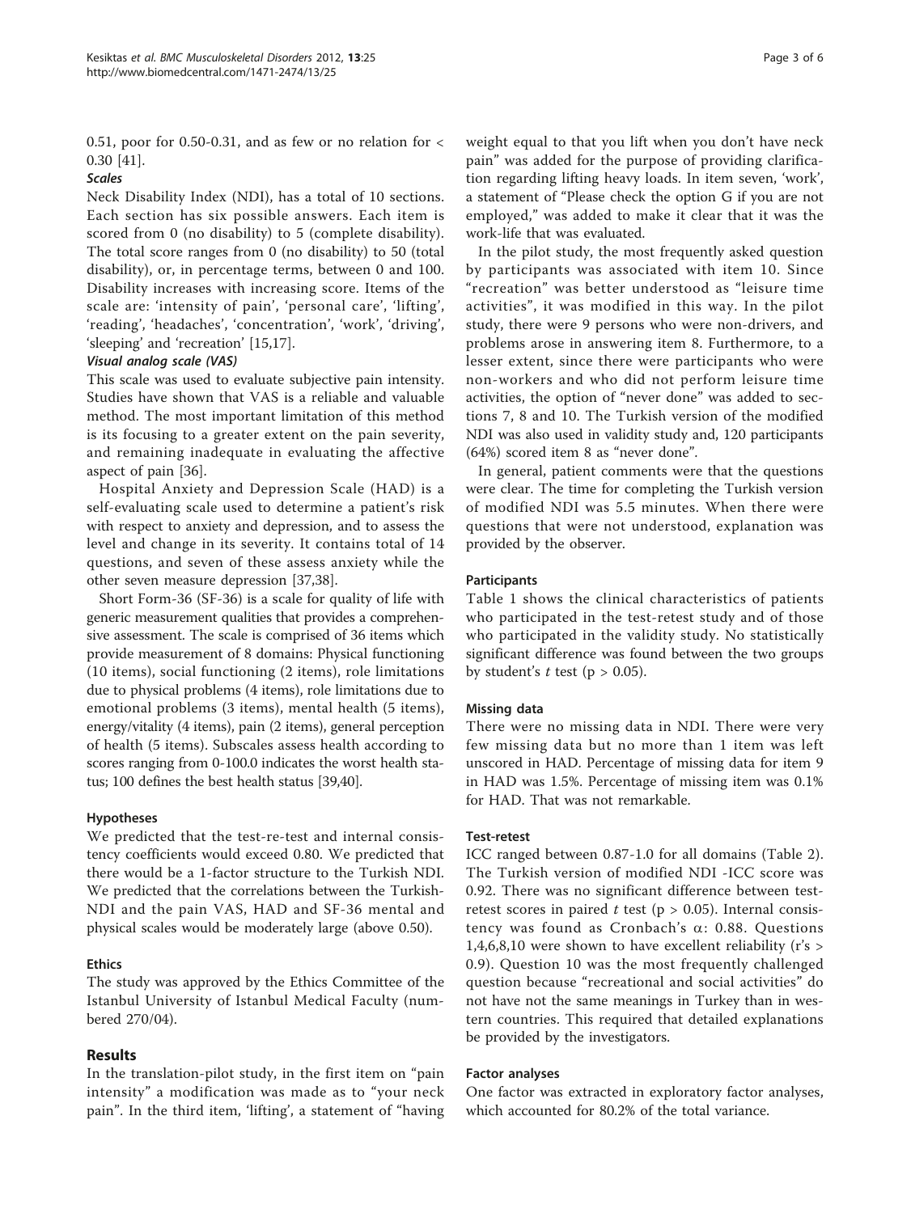0.51, poor for 0.50-0.31, and as few or no relation for < 0.30 [41].

### *Scales*

Neck Disability Index (NDI), has a total of 10 sections. Each section has six possible answers. Each item is scored from 0 (no disability) to 5 (complete disability). The total score ranges from 0 (no disability) to 50 (total disability), or, in percentage terms, between 0 and 100. Disability increases with increasing score. Items of the scale are: 'intensity of pain', 'personal care', 'lifting', 'reading', 'headaches', 'concentration', 'work', 'driving', 'sleeping' and 'recreation' [15,17].

### *Visual analog scale (VAS)*

This scale was used to evaluate subjective pain intensity. Studies have shown that VAS is a reliable and valuable method. The most important limitation of this method is its focusing to a greater extent on the pain severity, and remaining inadequate in evaluating the affective aspect of pain [36].

Hospital Anxiety and Depression Scale (HAD) is a self-evaluating scale used to determine a patient's risk with respect to anxiety and depression, and to assess the level and change in its severity. It contains total of 14 questions, and seven of these assess anxiety while the other seven measure depression [37,38].

Short Form-36 (SF-36) is a scale for quality of life with generic measurement qualities that provides a comprehensive assessment. The scale is comprised of 36 items which provide measurement of 8 domains: Physical functioning (10 items), social functioning (2 items), role limitations due to physical problems (4 items), role limitations due to emotional problems (3 items), mental health (5 items), energy/vitality (4 items), pain (2 items), general perception of health (5 items). Subscales assess health according to scores ranging from 0-100.0 indicates the worst health status; 100 defines the best health status [39,40].

### Hypotheses

We predicted that the test-re-test and internal consistency coefficients would exceed 0.80. We predicted that there would be a 1-factor structure to the Turkish NDI. We predicted that the correlations between the Turkish-NDI and the pain VAS, HAD and SF-36 mental and physical scales would be moderately large (above 0.50).

### Ethics

The study was approved by the Ethics Committee of the Istanbul University of Istanbul Medical Faculty (numbered 270/04).

## Results

In the translation-pilot study, in the first item on "pain intensity" a modification was made as to "your neck pain". In the third item, 'lifting', a statement of "having weight equal to that you lift when you don't have neck pain" was added for the purpose of providing clarification regarding lifting heavy loads. In item seven, 'work', a statement of "Please check the option G if you are not employed," was added to make it clear that it was the work-life that was evaluated.

In the pilot study, the most frequently asked question by participants was associated with item 10. Since "recreation" was better understood as "leisure time activities", it was modified in this way. In the pilot study, there were 9 persons who were non-drivers, and problems arose in answering item 8. Furthermore, to a lesser extent, since there were participants who were non-workers and who did not perform leisure time activities, the option of "never done" was added to sections 7, 8 and 10. The Turkish version of the modified NDI was also used in validity study and, 120 participants (64%) scored item 8 as "never done".

In general, patient comments were that the questions were clear. The time for completing the Turkish version of modified NDI was 5.5 minutes. When there were questions that were not understood, explanation was provided by the observer.

### Participants

Table 1 shows the clinical characteristics of patients who participated in the test-retest study and of those who participated in the validity study. No statistically significant difference was found between the two groups by student's *t* test ($p > 0.05$).

### Missing data

There were no missing data in NDI. There were very few missing data but no more than 1 item was left unscored in HAD. Percentage of missing data for item 9 in HAD was 1.5%. Percentage of missing item was 0.1% for HAD. That was not remarkable.

### Test-retest

ICC ranged between 0.87-1.0 for all domains (Table 2). The Turkish version of modified NDI -ICC score was 0.92. There was no significant difference between test-retest scores in paired *t* test ($p > 0.05$). Internal consistency was found as Cronbach's $\alpha$: 0.88. Questions 1,4,6,8,10 were shown to have excellent reliability (r's > 0.9). Question 10 was the most frequently challenged question because "recreational and social activities" do not have not the same meanings in Turkey than in western countries. This required that detailed explanations be provided by the investigators.

### Factor analyses

One factor was extracted in exploratory factor analyses, which accounted for 80.2% of the total variance.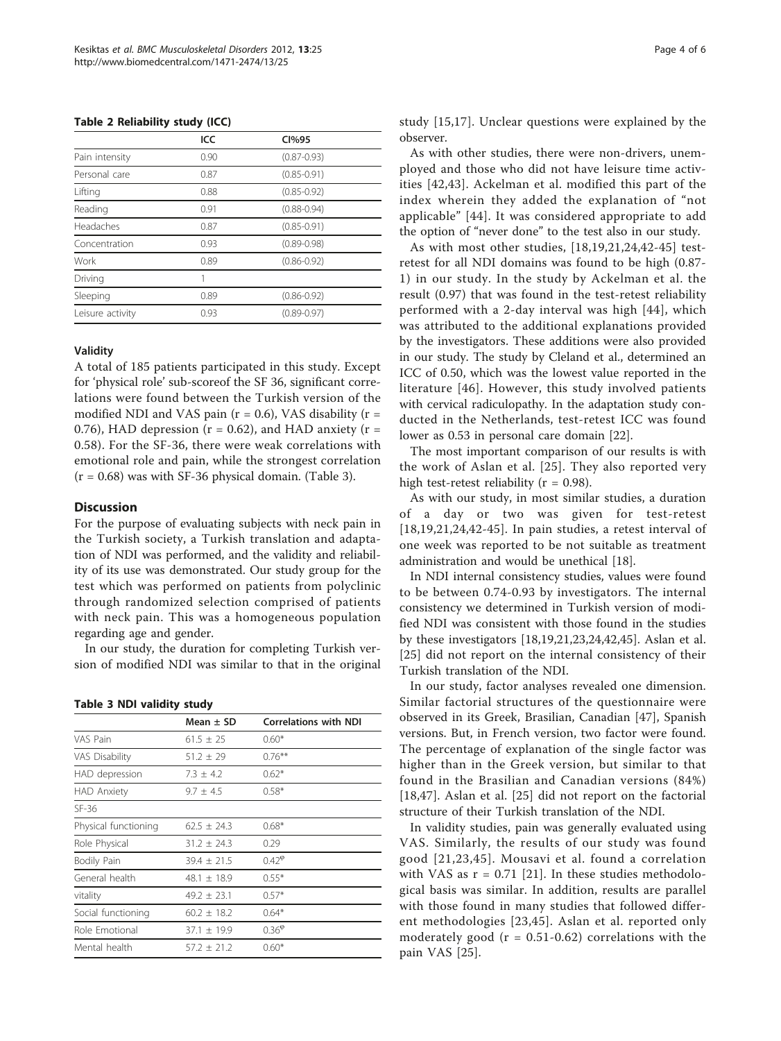**Table 2 Reliability study (ICC)**

| | ICC | CI%95 |
|---|---|---|
| Pain intensity | 0.90 | (0.87-0.93) |
| Personal care | 0.87 | (0.85-0.91) |
| Lifting | 0.88 | (0.85-0.92) |
| Reading | 0.91 | (0.88-0.94) |
| Headaches | 0.87 | (0.85-0.91) |
| Concentration | 0.93 | (0.89-0.98) |
| Work | 0.89 | (0.86-0.92) |
| Driving | 1 | |
| Sleeping | 0.89 | (0.86-0.92) |
| Leisure activity | 0.93 | (0.89-0.97) |

### Validity

A total of 185 patients participated in this study. Except for 'physical role' sub-scoreof the SF 36, significant correlations were found between the Turkish version of the modified NDI and VAS pain ($r = 0.6$), VAS disability ($r = 0.76$), HAD depression ($r = 0.62$), and HAD anxiety ($r = 0.58$). For the SF-36, there were weak correlations with emotional role and pain, while the strongest correlation ($r = 0.68$) was with SF-36 physical domain. (Table 3).

## Discussion

For the purpose of evaluating subjects with neck pain in the Turkish society, a Turkish translation and adaptation of NDI was performed, and the validity and reliability of its use was demonstrated. Our study group for the test which was performed on patients from polyclinic through randomized selection comprised of patients with neck pain. This was a homogeneous population regarding age and gender.

In our study, the duration for completing Turkish version of modified NDI was similar to that in the original study [15,17]. Unclear questions were explained by the observer.

**Table 3 NDI validity study**

| | Mean ± SD | Correlations with NDI |
|---|---|---|
| VAS Pain | 61.5 ± 25 | 0.60* |
| VAS Disability | 51.2 ± 29 | 0.76** |
| HAD depression | 7.3 ± 4.2 | 0.62* |
| HAD Anxiety | 9.7 ± 4.5 | 0.58* |
| SF-36 | | |
| Physical functioning | 62.5 ± 24.3 | 0.68* |
| Role Physical | 31.2 ± 24.3 | 0.29 |
| Bodily Pain | 39.4 ± 21.5 | 0.42$^{\varphi}$ |
| General health | 48.1 ± 18.9 | 0.55* |
| vitality | 49.2 ± 23.1 | 0.57* |
| Social functioning | 60.2 ± 18.2 | 0.64* |
| Role Emotional | 37.1 ± 19.9 | 0.36$^{\varphi}$ |
| Mental health | 57.2 ± 21.2 | 0.60* |

As with other studies, there were non-drivers, unemployed and those who did not have leisure time activities [42,43]. Ackelman et al. modified this part of the index wherein they added the explanation of "not applicable" [44]. It was considered appropriate to add the option of "never done" to the test also in our study.

As with most other studies, [18,19,21,24,42-45] test-retest for all NDI domains was found to be high (0.87-1) in our study. In the study by Ackelman et al. the result (0.97) that was found in the test-retest reliability performed with a 2-day interval was high [44], which was attributed to the additional explanations provided by the investigators. These additions were also provided in our study. The study by Cleland et al., determined an ICC of 0.50, which was the lowest value reported in the literature [46]. However, this study involved patients with cervical radiculopathy. In the adaptation study conducted in the Netherlands, test-retest ICC was found lower as 0.53 in personal care domain [22].

The most important comparison of our results is with the work of Aslan et al. [25]. They also reported very high test-retest reliability ($r = 0.98$).

As with our study, in most similar studies, a duration of a day or two was given for test-retest [18,19,21,24,42-45]. In pain studies, a retest interval of one week was reported to be not suitable as treatment administration and would be unethical [18].

In NDI internal consistency studies, values were found to be between 0.74-0.93 by investigators. The internal consistency we determined in Turkish version of modified NDI was consistent with those found in the studies by these investigators [18,19,21,23,24,42,45]. Aslan et al. [25] did not report on the internal consistency of their Turkish translation of the NDI.

In our study, factor analyses revealed one dimension. Similar factorial structures of the questionnaire were observed in its Greek, Brasilian, Canadian [47], Spanish versions. But, in French version, two factor were found. The percentage of explanation of the single factor was higher than in the Greek version, but similar to that found in the Brasilian and Canadian versions (84%) [18,47]. Aslan et al. [25] did not report on the factorial structure of their Turkish translation of the NDI.

In validity studies, pain was generally evaluated using VAS. Similarly, the results of our study was found good [21,23,45]. Mousavi et al. found a correlation with VAS as $r = 0.71$ [21]. In these studies methodological basis was similar. In addition, results are parallel with those found in many studies that followed different methodologies [23,45]. Aslan et al. reported only moderately good ($r = 0.51$-$0.62$) correlations with the pain VAS [25].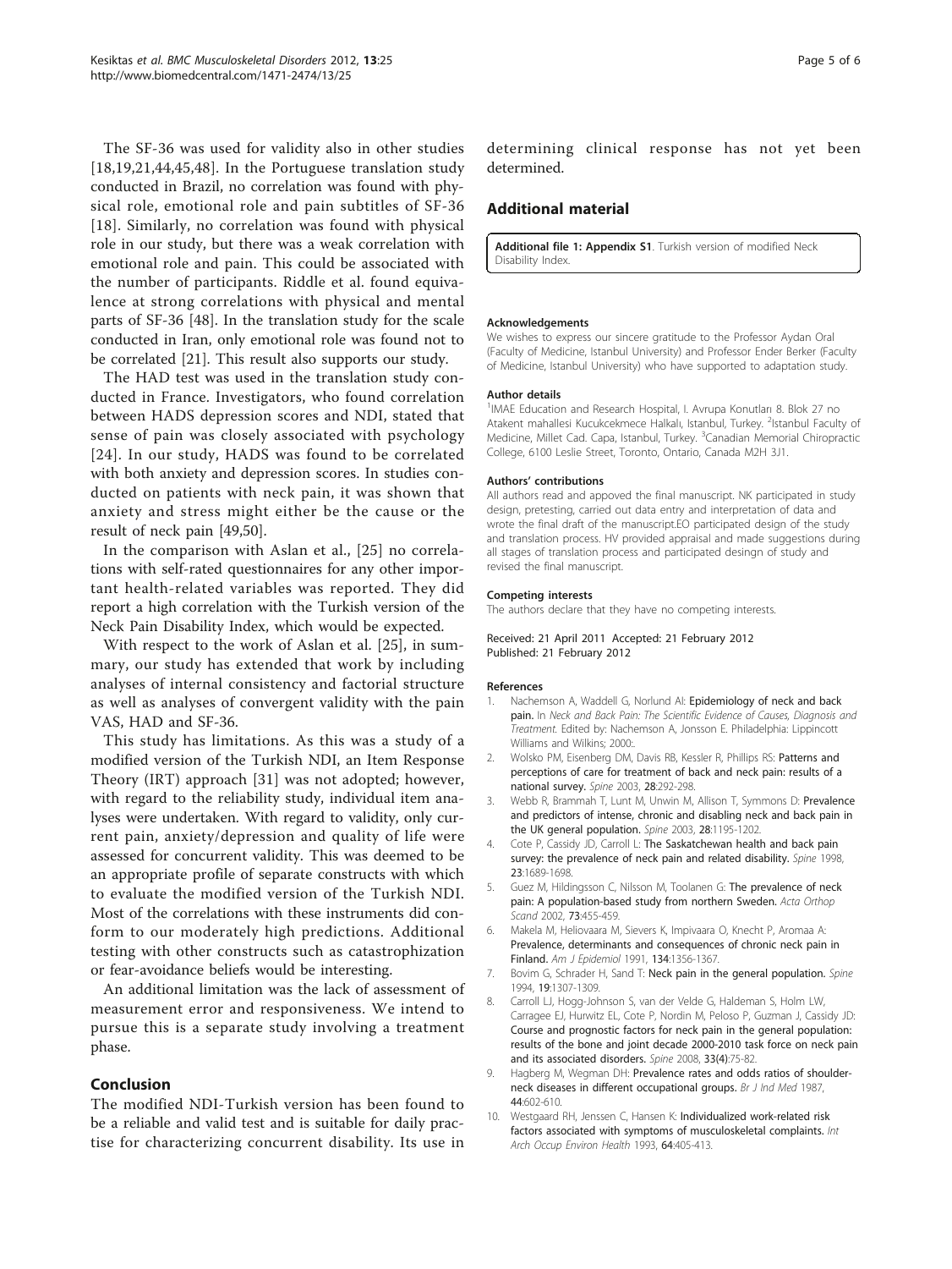The SF-36 was used for validity also in other studies [18,19,21,44,45,48]. In the Portuguese translation study conducted in Brazil, no correlation was found with physical role, emotional role and pain subtitles of SF-36 [18]. Similarly, no correlation was found with physical role in our study, but there was a weak correlation with emotional role and pain. This could be associated with the number of participants. Riddle et al. found equivalence at strong correlations with physical and mental parts of SF-36 [48]. In the translation study for the scale conducted in Iran, only emotional role was found not to be correlated [21]. This result also supports our study.

The HAD test was used in the translation study conducted in France. Investigators, who found correlation between HADS depression scores and NDI, stated that sense of pain was closely associated with psychology [24]. In our study, HADS was found to be correlated with both anxiety and depression scores. In studies conducted on patients with neck pain, it was shown that anxiety and stress might either be the cause or the result of neck pain [49,50].

In the comparison with Aslan et al., [25] no correlations with self-rated questionnaires for any other important health-related variables was reported. They did report a high correlation with the Turkish version of the Neck Pain Disability Index, which would be expected.

With respect to the work of Aslan et al. [25], in summary, our study has extended that work by including analyses of internal consistency and factorial structure as well as analyses of convergent validity with the pain VAS, HAD and SF-36.

This study has limitations. As this was a study of a modified version of the Turkish NDI, an Item Response Theory (IRT) approach [31] was not adopted; however, with regard to the reliability study, individual item analyses were undertaken. With regard to validity, only current pain, anxiety/depression and quality of life were assessed for concurrent validity. This was deemed to be an appropriate profile of separate constructs with which to evaluate the modified version of the Turkish NDI. Most of the correlations with these instruments did conform to our moderately high predictions. Additional testing with other constructs such as catastrophization or fear-avoidance beliefs would be interesting.

An additional limitation was the lack of assessment of measurement error and responsiveness. We intend to pursue this is a separate study involving a treatment phase.

## Conclusion

The modified NDI-Turkish version has been found to be a reliable and valid test and is suitable for daily practise for characterizing concurrent disability. Its use in determining clinical response has not yet been determined.

## Additional material

**Additional file 1: Appendix S1**. Turkish version of modified Neck Disability Index.

#### Acknowledgements

We wishes to express our sincere gratitude to the Professor Aydan Oral (Faculty of Medicine, Istanbul University) and Professor Ender Berker (Faculty of Medicine, Istanbul University) who have supported to adaptation study.

#### Author details

[1]IMAE Education and Research Hospital, I. Avrupa Konutları 8. Blok 27 no Atakent mahallesi Kucukcekmece Halkalı, Istanbul, Turkey. [2]Istanbul Faculty of Medicine, Millet Cad. Capa, Istanbul, Turkey. [3]Canadian Memorial Chiropractic College, 6100 Leslie Street, Toronto, Ontario, Canada M2H 3J1.

#### Authors' contributions

All authors read and appoved the final manuscript. NK participated in study design, pretesting, carried out data entry and interpretation of data and wrote the final draft of the manuscript.EO participated design of the study and translation process. HV provided appraisal and made suggestions during all stages of translation process and participated desingn of study and revised the final manuscript.

#### Competing interests

The authors declare that they have no competing interests.

Received: 21 April 2011 Accepted: 21 February 2012
Published: 21 February 2012

#### References

1. Nachemson A, Waddell G, Norlund AI: **Epidemiology of neck and back pain.** In *Neck and Back Pain: The Scientific Evidence of Causes, Diagnosis and Treatment.* Edited by: Nachemson A, Jonsson E. Philadelphia: Lippincott Williams and Wilkins; 2000:.
2. Wolsko PM, Eisenberg DM, Davis RB, Kessler R, Phillips RS: **Patterns and perceptions of care for treatment of back and neck pain: results of a national survey.** *Spine* 2003, **28**:292-298.
3. Webb R, Brammah T, Lunt M, Unwin M, Allison T, Symmons D: **Prevalence and predictors of intense, chronic and disabling neck and back pain in the UK general population.** *Spine* 2003, **28**:1195-1202.
4. Cote P, Cassidy JD, Carroll L: **The Saskatchewan health and back pain survey: the prevalence of neck pain and related disability.** *Spine* 1998, **23**:1689-1698.
5. Guez M, Hildingsson C, Nilsson M, Toolanen G: **The prevalence of neck pain: A population-based study from northern Sweden.** *Acta Orthop Scand* 2002, **73**:455-459.
6. Makela M, Heliovaara M, Sievers K, Impivaara O, Knecht P, Aromaa A: **Prevalence, determinants and consequences of chronic neck pain in Finland.** *Am J Epidemiol* 1991, **134**:1356-1367.
7. Bovim G, Schrader H, Sand T: **Neck pain in the general population.** *Spine* 1994, **19**:1307-1309.
8. Carroll LJ, Hogg-Johnson S, van der Velde G, Haldeman S, Holm LW, Carragee EJ, Hurwitz EL, Cote P, Nordin M, Peloso P, Guzman J, Cassidy JD: **Course and prognostic factors for neck pain in the general population: results of the bone and joint decade 2000-2010 task force on neck pain and its associated disorders.** *Spine* 2008, **33(4)**:75-82.
9. Hagberg M, Wegman DH: **Prevalence rates and odds ratios of shoulder-neck diseases in different occupational groups.** *Br J Ind Med* 1987, **44**:602-610.
10. Westgaard RH, Jenssen C, Hansen K: **Individualized work-related risk factors associated with symptoms of musculoskeletal complaints.** *Int Arch Occup Environ Health* 1993, **64**:405-413.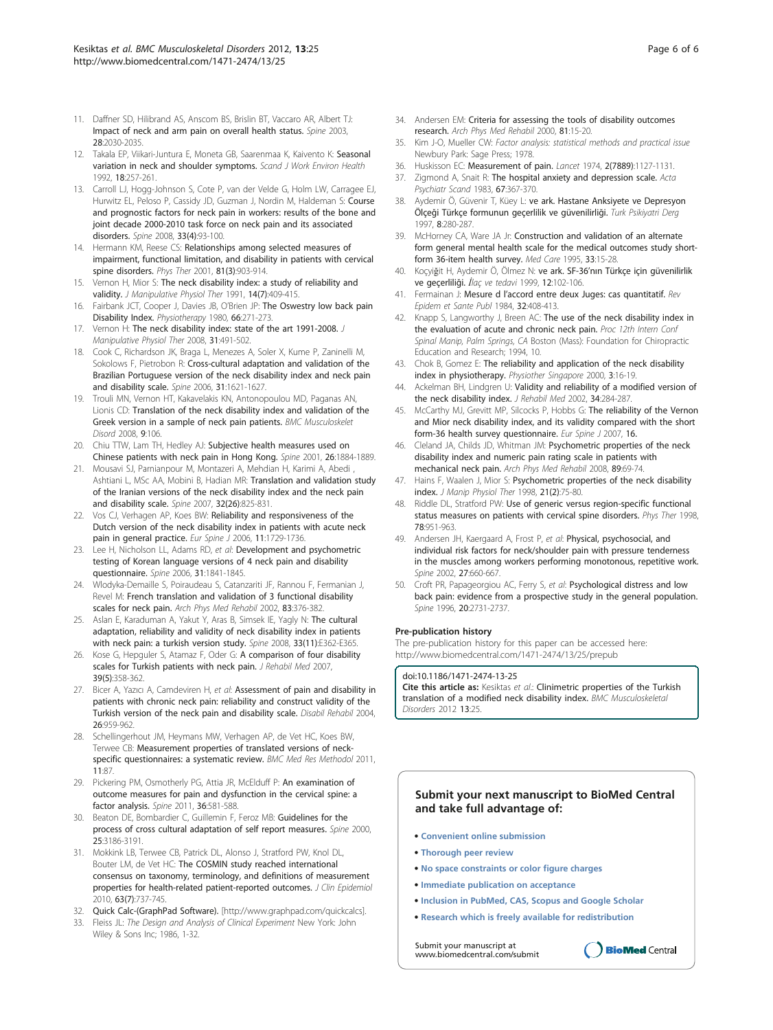11. Daffner SD, Hilibrand AS, Anscom BS, Brislin BT, Vaccaro AR, Albert TJ: **Impact of neck and arm pain on overall health status.** *Spine* 2003, **28**:2030-2035.
12. Takala EP, Viikari-Juntura E, Moneta GB, Saarenmaa K, Kaivento K: **Seasonal variation in neck and shoulder symptoms.** *Scand J Work Environ Health* 1992, **18**:257-261.
13. Carroll LJ, Hogg-Johnson S, Cote P, van der Velde G, Holm LW, Carragee EJ, Hurwitz EL, Peloso P, Cassidy JD, Guzman J, Nordin M, Haldeman S: **Course and prognostic factors for neck pain in workers: results of the bone and joint decade 2000-2010 task force on neck pain and its associated disorders.** *Spine* 2008, **33(4)**:93-100.
14. Hermann KM, Reese CS: **Relationships among selected measures of impairment, functional limitation, and disability in patients with cervical spine disorders.** *Phys Ther* 2001, **81(3)**:903-914.
15. Vernon H, Mior S: **The neck disability index: a study of reliability and validity.** *J Manipulative Physiol Ther* 1991, **14(7)**:409-415.
16. Fairbank JCT, Cooper J, Davies JB, O'Brien JP: **The Oswestry low back pain Disability Index.** *Physiotherapy* 1980, **66**:271-273.
17. Vernon H: **The neck disability index: state of the art 1991-2008.** *J Manipulative Physiol Ther* 2008, **31**:491-502.
18. Cook C, Richardson JK, Braga L, Menezes A, Soler X, Kume P, Zaninelli M, Sokolows F, Pietrobon R: **Cross-cultural adaptation and validation of the Brazilian Portuguese version of the neck disability index and neck pain and disability scale.** *Spine* 2006, **31**:1621-1627.
19. Trouli MN, Vernon HT, Kakavelakis KN, Antonopoulou MD, Paganas AN, Lionis CD: **Translation of the neck disability index and validation of the Greek version in a sample of neck pain patients.** *BMC Musculoskelet Disord* 2008, **9**:106.
20. Chiu TTW, Lam TH, Hedley AJ: **Subjective health measures used on Chinese patients with neck pain in Hong Kong.** *Spine* 2001, **26**:1884-1889.
21. Mousavi SJ, Parnianpour M, Montazeri A, Mehdian H, Karimi A, Abedi , Ashtiani L, MSc AA, Mobini B, Hadian MR: **Translation and validation study of the Iranian versions of the neck disability index and the neck pain and disability scale.** *Spine* 2007, **32(26)**:825-831.
22. Vos CJ, Verhagen AP, Koes BW: **Reliability and responsiveness of the Dutch version of the neck disability index in patients with acute neck pain in general practice.** *Eur Spine J* 2006, **11**:1729-1736.
23. Lee H, Nicholson LL, Adams RD, *et al*: **Development and psychometric testing of Korean language versions of 4 neck pain and disability questionnaire.** *Spine* 2006, **31**:1841-1845.
24. Wlodyka-Demaille S, Poiraudeau S, Catanzariti JF, Rannou F, Fermanian J, Revel M: **French translation and validation of 3 functional disability scales for neck pain.** *Arch Phys Med Rehabil* 2002, **83**:376-382.
25. Aslan E, Karaduman A, Yakut Y, Aras B, Simsek IE, Yagly N: **The cultural adaptation, reliability and validity of neck disability index in patients with neck pain: a turkish version study.** *Spine* 2008, **33(11)**:E362-E365.
26. Kose G, Hepguler S, Atamaz F, Oder G: **A comparison of four disability scales for Turkish patients with neck pain.** *J Rehabil Med* 2007, **39(5)**:358-362.
27. Bicer A, Yazıcı A, Camdeviren H, *et al*: **Assessment of pain and disability in patients with chronic neck pain: reliability and construct validity of the Turkish version of the neck pain and disability scale.** *Disabil Rehabil* 2004, **26**:959-962.
28. Schellingerhout JM, Heymans MW, Verhagen AP, de Vet HC, Koes BW, Terwee CB: **Measurement properties of translated versions of neck-specific questionnaires: a systematic review.** *BMC Med Res Methodol* 2011, **11**:87.
29. Pickering PM, Osmotherly PG, Attia JR, McElduff P: **An examination of outcome measures for pain and dysfunction in the cervical spine: a factor analysis.** *Spine* 2011, **36**:581-588.
30. Beaton DE, Bombardier C, Guillemin F, Feroz MB: **Guidelines for the process of cross cultural adaptation of self report measures.** *Spine* 2000, **25**:3186-3191.
31. Mokkink LB, Terwee CB, Patrick DL, Alonso J, Stratford PW, Knol DL, Bouter LM, de Vet HC: **The COSMIN study reached international consensus on taxonomy, terminology, and definitions of measurement properties for health-related patient-reported outcomes.** *J Clin Epidemiol* 2010, **63(7)**:737-745.
32. **Quick Calc-(GraphPad Software).** [http://www.graphpad.com/quickcalcs].
33. Fleiss JL: *The Design and Analysis of Clinical Experiment* New York: John Wiley & Sons Inc; 1986, 1-32.
34. Andersen EM: **Criteria for assessing the tools of disability outcomes research.** *Arch Phys Med Rehabil* 2000, **81**:15-20.
35. Kim J-O, Mueller CW: *Factor analysis: statistical methods and practical issue* Newbury Park: Sage Press; 1978.
36. Huskisson EC: **Measurement of pain.** *Lancet* 1974, **2(7889)**:1127-1131.
37. Zigmond A, Snait R: **The hospital anxiety and depression scale.** *Acta Psychiatr Scand* 1983, **67**:367-370.
38. Aydemir Ö, Güvenir T, Küey L: **ve ark. Hastane Anksiyete ve Depresyon Ölçeği Türkçe formunun geçerlilik ve güvenilirliği.** *Turk Psikiyatri Derg* 1997, **8**:280-287.
39. McHorney CA, Ware JA Jr: **Construction and validation of an alternate form general mental health scale for the medical outcomes study short-form 36-item health survey.** *Med Care* 1995, **33**:15-28.
40. Koçyiğit H, Aydemir Ö, Ölmez N: **ve ark. SF-36'nın Türkçe için güvenilirlik ve geçerliliği.** *İlaç ve tedavi* 1999, **12**:102-106.
41. Fermainan J: **Mesure d l'accord entre deux Juges: cas quantitatif.** *Rev Epidem et Sante Publ* 1984, **32**:408-413.
42. Knapp S, Langworthy J, Breen AC: **The use of the neck disability index in the evaluation of acute and chronic neck pain.** *Proc 12th Intern Conf Spinal Manip, Palm Springs, CA* Boston (Mass): Foundation for Chiropractic Education and Research; 1994, 10.
43. Chok B, Gomez E: **The reliability and application of the neck disability index in physiotherapy.** *Physiother Singapore* 2000, **3**:16-19.
44. Ackelman BH, Lindgren U: **Validity and reliability of a modified version of the neck disability index.** *J Rehabil Med* 2002, **34**:284-287.
45. McCarthy MJ, Grevitt MP, Silcocks P, Hobbs G: **The reliability of the Vernon and Mior neck disability index, and its validity compared with the short form-36 health survey questionnaire.** *Eur Spine J* 2007, **16**.
46. Cleland JA, Childs JD, Whitman JM: **Psychometric properties of the neck disability index and numeric pain rating scale in patients with mechanical neck pain.** *Arch Phys Med Rehabil* 2008, **89**:69-74.
47. Hains F, Waalen J, Mior S: **Psychometric properties of the neck disability index.** *J Manip Physiol Ther* 1998, **21(2)**:75-80.
48. Riddle DL, Stratford PW: **Use of generic versus region-specific functional status measures on patients with cervical spine disorders.** *Phys Ther* 1998, **78**:951-963.
49. Andersen JH, Kaergaard A, Frost P, *et al*: **Physical, psychosocial, and individual risk factors for neck/shoulder pain with pressure tenderness in the muscles among workers performing monotonous, repetitive work.** *Spine* 2002, **27**:660-667.
50. Croft PR, Papageorgiou AC, Ferry S, *et al*: **Psychological distress and low back pain: evidence from a prospective study in the general population.** *Spine* 1996, **20**:2731-2737.

### Pre-publication history

The pre-publication history for this paper can be accessed here:
http://www.biomedcentral.com/1471-2474/13/25/prepub

doi:10.1186/1471-2474-13-25

**Cite this article as:** Kesiktas *et al.*: Clinimetric properties of the Turkish translation of a modified neck disability index. *BMC Musculoskeletal Disorders* 2012 **13**:25.

**Submit your next manuscript to BioMed Central and take full advantage of:**

- Convenient online submission
- Thorough peer review
- No space constraints or color figure charges
- Immediate publication on acceptance
- Inclusion in PubMed, CAS, Scopus and Google Scholar
- Research which is freely available for redistribution

Submit your manuscript at
www.biomedcentral.com/submit

BioMed Central